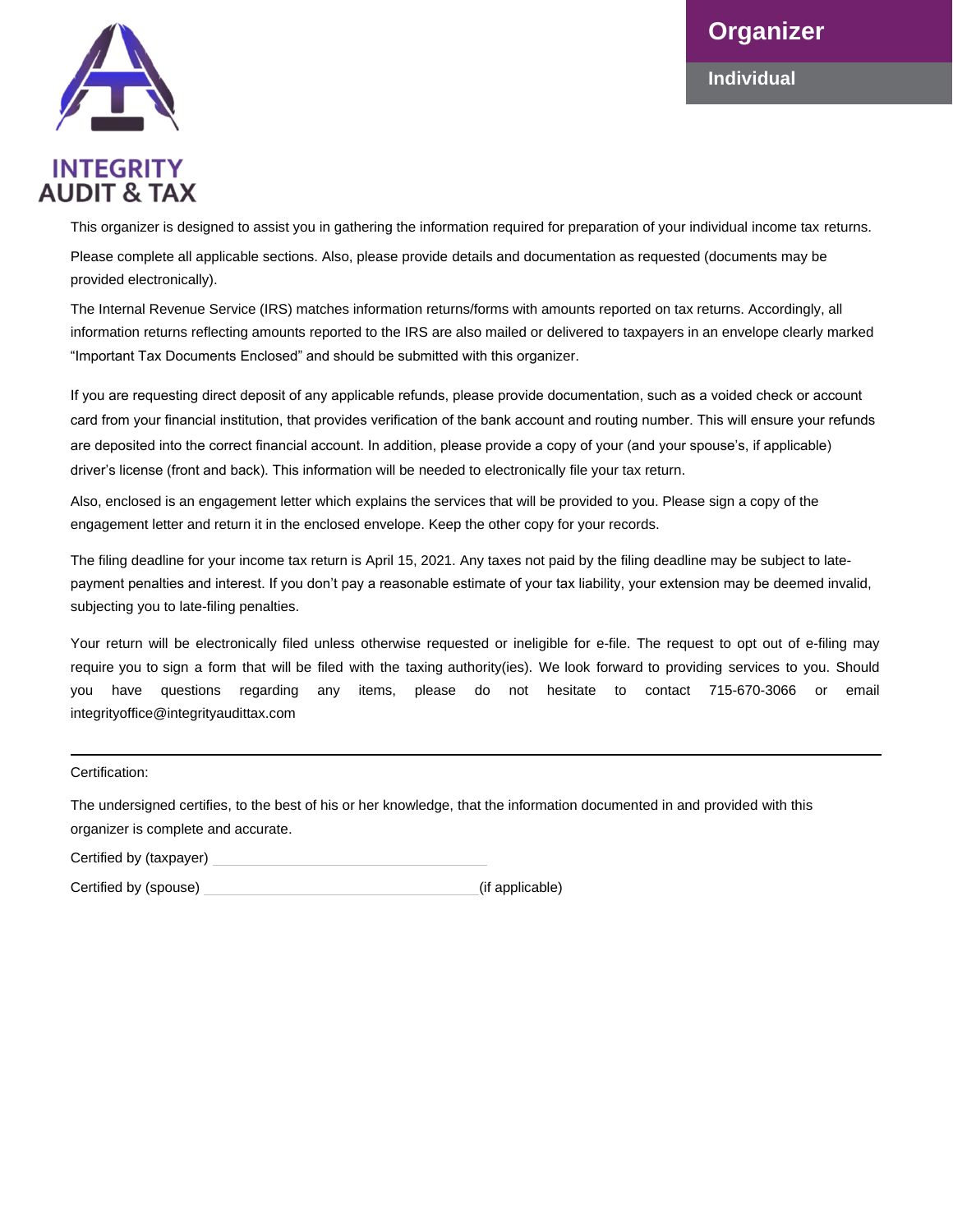INTEGRITY AUDIT & TAX

# Organizer

## Individual

This organizer is designed to assist you in gathering the information required for preparation of your individual income tax returns.

Please complete all applicable sections. Also, please provide details and documentation as requested (documents may be provided electronically).

The Internal Revenue Service (IRS) matches information returns/forms with amounts reported on tax returns. Accordingly, all information returns reflecting amounts reported to the IRS are also mailed or delivered to taxpayers in an envelope clearly marked "Important Tax Documents Enclosed" and should be submitted with this organizer.

If you are requesting direct deposit of any applicable refunds, please provide documentation, such as a voided check or account card from your financial institution, that provides verification of the bank account and routing number. This will ensure your refunds are deposited into the correct financial account. In addition, please provide a copy of your (and your spouse's, if applicable) driver's license (front and back). This information will be needed to electronically file your tax return.

Also, enclosed is an engagement letter which explains the services that will be provided to you. Please sign a copy of the engagement letter and return it in the enclosed envelope. Keep the other copy for your records.

The filing deadline for your income tax return is April 15, 2021. Any taxes not paid by the filing deadline may be subject to late-payment penalties and interest. If you don't pay a reasonable estimate of your tax liability, your extension may be deemed invalid, subjecting you to late-filing penalties.

Your return will be electronically filed unless otherwise requested or ineligible for e-file. The request to opt out of e-filing may require you to sign a form that will be filed with the taxing authority(ies). We look forward to providing services to you. Should you have questions regarding any items, please do not hesitate to contact 715-670-3066 or email integrityoffice@integrityaudittax.com

---

Certification:

The undersigned certifies, to the best of his or her knowledge, that the information documented in and provided with this organizer is complete and accurate.

Certified by (taxpayer) ______________________________

Certified by (spouse) ______________________________ (if applicable)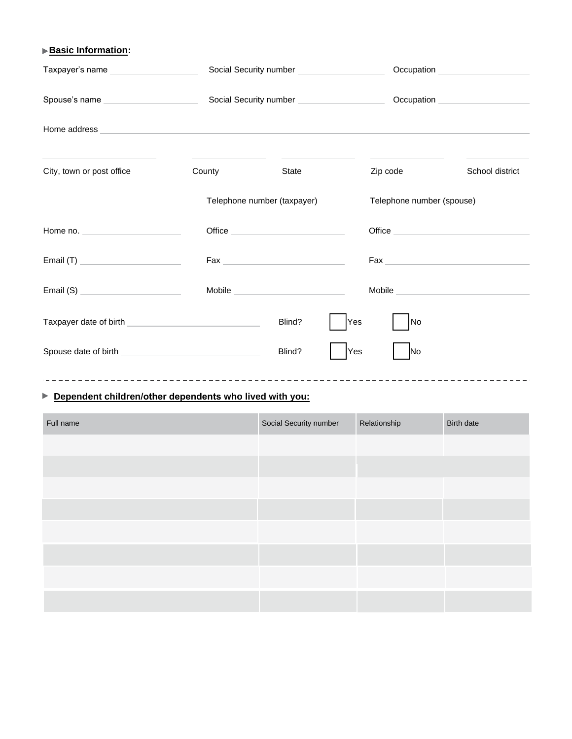## ▶ Basic Information:

Taxpayer's name ________ Social Security number ________ Occupation ________

Spouse's name ________ Social Security number ________ Occupation ________

Home address ________________________________________

| City, town or post office | County | State | Zip code | School district |
|---|---|---|---|---|
| | | | | |

| | Telephone number (taxpayer) | Telephone number (spouse) |
|---|---|---|
| Home no. ________ | Office ________ | Office ________ |
| Email (T) ________ | Fax ________ | Fax ________ |
| Email (S) ________ | Mobile ________ | Mobile ________ |

Taxpayer date of birth ________ Blind? ☐ Yes ☐ No

Spouse date of birth ________ Blind? ☐ Yes ☐ No

---

## ▶ Dependent children/other dependents who lived with you:

| Full name | Social Security number | Relationship | Birth date |
|---|---|---|---|
| | | | |
| | | | |
| | | | |
| | | | |
| | | | |
| | | | |
| | | | |
| | | | |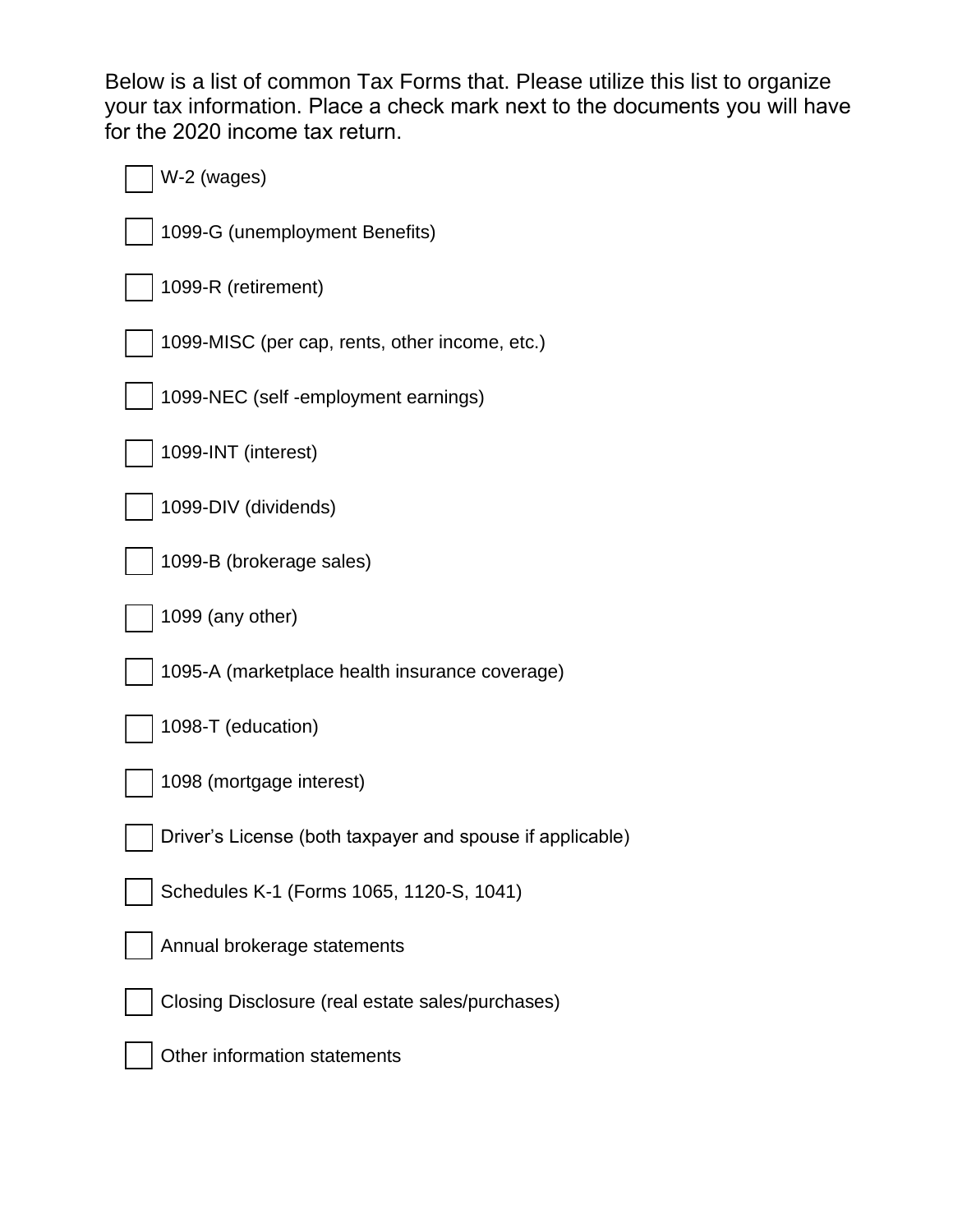Below is a list of common Tax Forms that. Please utilize this list to organize your tax information. Place a check mark next to the documents you will have for the 2020 income tax return.

- [ ] W-2 (wages)
- [ ] 1099-G (unemployment Benefits)
- [ ] 1099-R (retirement)
- [ ] 1099-MISC (per cap, rents, other income, etc.)
- [ ] 1099-NEC (self -employment earnings)
- [ ] 1099-INT (interest)
- [ ] 1099-DIV (dividends)
- [ ] 1099-B (brokerage sales)
- [ ] 1099 (any other)
- [ ] 1095-A (marketplace health insurance coverage)
- [ ] 1098-T (education)
- [ ] 1098 (mortgage interest)
- [ ] Driver's License (both taxpayer and spouse if applicable)
- [ ] Schedules K-1 (Forms 1065, 1120-S, 1041)
- [ ] Annual brokerage statements
- [ ] Closing Disclosure (real estate sales/purchases)
- [ ] Other information statements